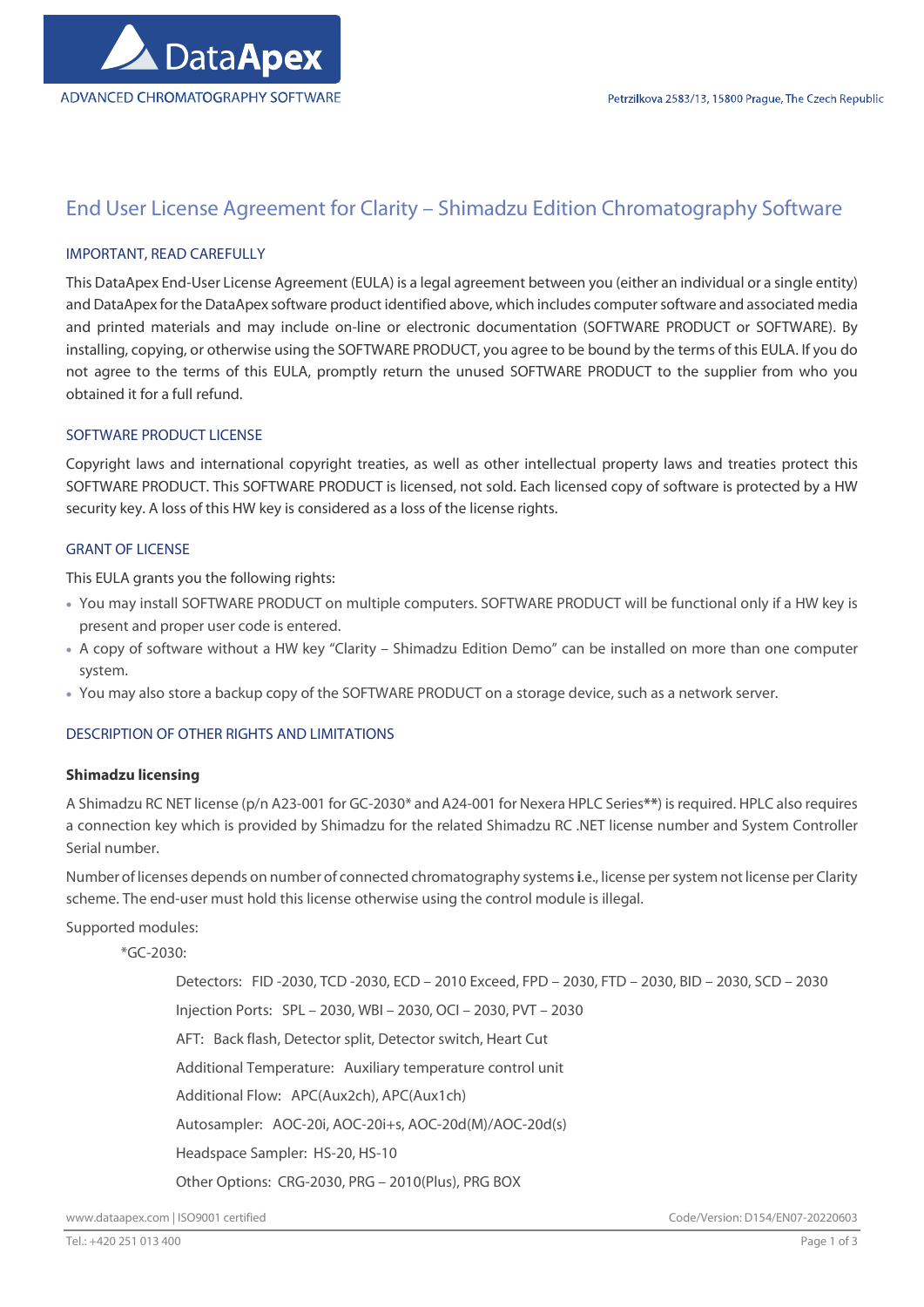# End User License Agreement for Clarity – Shimadzu Edition Chromatography Software

## IMPORTANT, READ CAREFULLY

This DataApex End-User License Agreement (EULA) is a legal agreement between you (either an individual or a single entity) and DataApex for the DataApex software product identified above, which includes computer software and associated media and printed materials and may include on-line or electronic documentation (SOFTWARE PRODUCT or SOFTWARE). By installing, copying, or otherwise using the SOFTWARE PRODUCT, you agree to be bound by the terms of this EULA. If you do not agree to the terms of this EULA, promptly return the unused SOFTWARE PRODUCT to the supplier from who you obtained it for a full refund.

## SOFTWARE PRODUCT LICENSE

Copyright laws and international copyright treaties, as well as other intellectual property laws and treaties protect this SOFTWARE PRODUCT. This SOFTWARE PRODUCT is licensed, not sold. Each licensed copy of software is protected by a HW security key. A loss of this HW key is considered as a loss of the license rights.

## GRANT OF LICENSE

This EULA grants you the following rights:

- You may install SOFTWARE PRODUCT on multiple computers. SOFTWARE PRODUCT will be functional only if a HW key is present and proper user code is entered.
- A copy of software without a HW key "Clarity – Shimadzu Edition Demo" can be installed on more than one computer system.
- You may also store a backup copy of the SOFTWARE PRODUCT on a storage device, such as a network server.

## DESCRIPTION OF OTHER RIGHTS AND LIMITATIONS

**Shimadzu licensing**

A Shimadzu RC NET license (p/n A23-001 for GC-2030* and A24-001 for Nexera HPLC Series**) is required. HPLC also requires a connection key which is provided by Shimadzu for the related Shimadzu RC .NET license number and System Controller Serial number.

Number of licenses depends on number of connected chromatography systems **i**.e., license per system not license per Clarity scheme. The end-user must hold this license otherwise using the control module is illegal.

Supported modules:

*GC-2030:

- Detectors: FID -2030, TCD -2030, ECD – 2010 Exceed, FPD – 2030, FTD – 2030, BID – 2030, SCD – 2030
- Injection Ports: SPL – 2030, WBI – 2030, OCI – 2030, PVT – 2030
- AFT: Back flash, Detector split, Detector switch, Heart Cut
- Additional Temperature: Auxiliary temperature control unit
- Additional Flow: APC(Aux2ch), APC(Aux1ch)
- Autosampler: AOC-20i, AOC-20i+s, AOC-20d(M)/AOC-20d(s)
- Headspace Sampler: HS-20, HS-10
- Other Options: CRG-2030, PRG – 2010(Plus), PRG BOX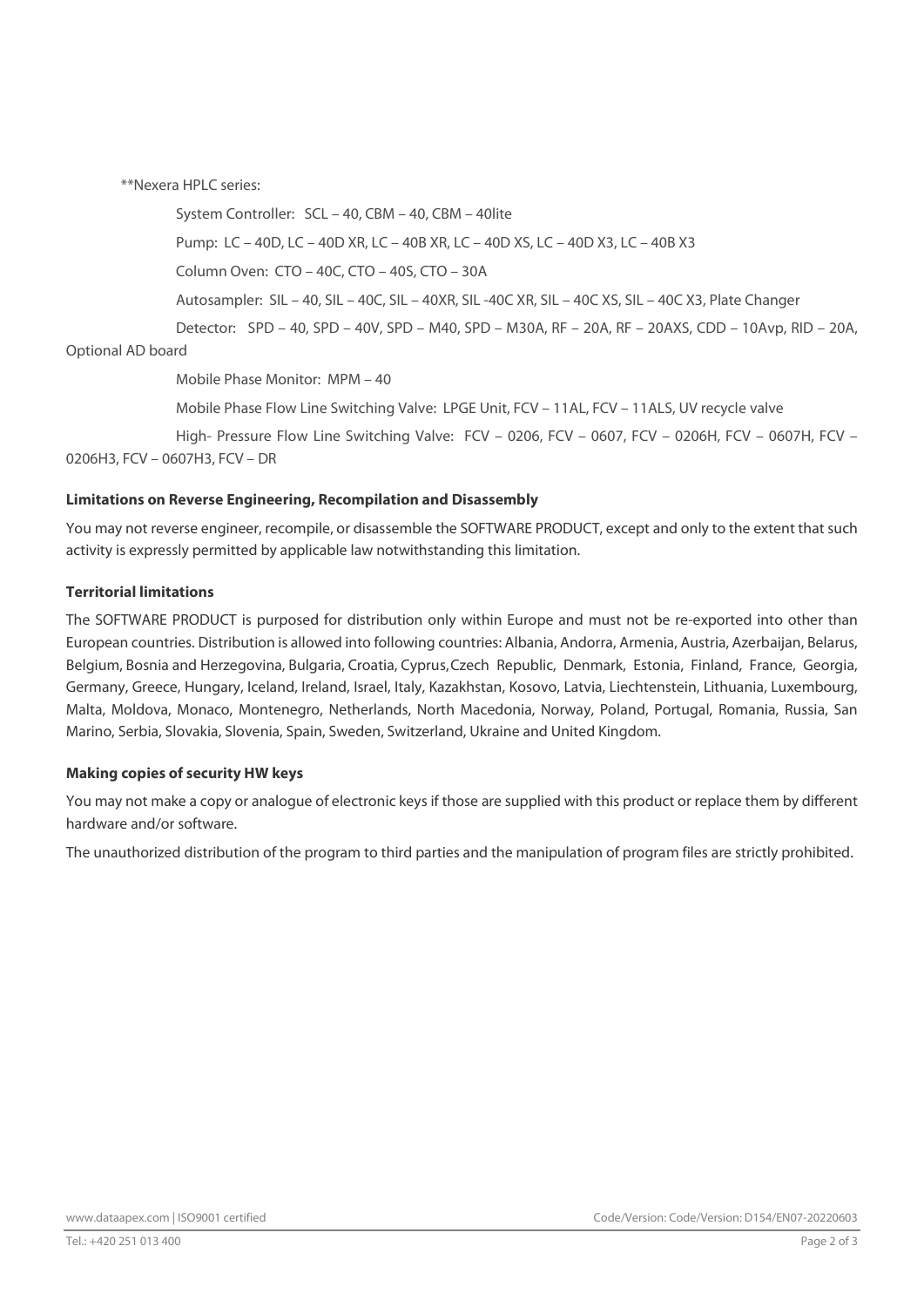**Nexera HPLC series:

System Controller: SCL – 40, CBM – 40, CBM – 40lite

Pump: LC – 40D, LC – 40D XR, LC – 40B XR, LC – 40D XS, LC – 40D X3, LC – 40B X3

Column Oven: CTO – 40C, CTO – 40S, CTO – 30A

Autosampler: SIL – 40, SIL – 40C, SIL – 40XR, SIL -40C XR, SIL – 40C XS, SIL – 40C X3, Plate Changer

Detector: SPD – 40, SPD – 40V, SPD – M40, SPD – M30A, RF – 20A, RF – 20AXS, CDD – 10Avp, RID – 20A, Optional AD board

Mobile Phase Monitor: MPM – 40

Mobile Phase Flow Line Switching Valve: LPGE Unit, FCV – 11AL, FCV – 11ALS, UV recycle valve

High- Pressure Flow Line Switching Valve: FCV – 0206, FCV – 0607, FCV – 0206H, FCV – 0607H, FCV – 0206H3, FCV – 0607H3, FCV – DR

**Limitations on Reverse Engineering, Recompilation and Disassembly**

You may not reverse engineer, recompile, or disassemble the SOFTWARE PRODUCT, except and only to the extent that such activity is expressly permitted by applicable law notwithstanding this limitation.

**Territorial limitations**

The SOFTWARE PRODUCT is purposed for distribution only within Europe and must not be re-exported into other than European countries. Distribution is allowed into following countries: Albania, Andorra, Armenia, Austria, Azerbaijan, Belarus, Belgium, Bosnia and Herzegovina, Bulgaria, Croatia, Cyprus, Czech Republic, Denmark, Estonia, Finland, France, Georgia, Germany, Greece, Hungary, Iceland, Ireland, Israel, Italy, Kazakhstan, Kosovo, Latvia, Liechtenstein, Lithuania, Luxembourg, Malta, Moldova, Monaco, Montenegro, Netherlands, North Macedonia, Norway, Poland, Portugal, Romania, Russia, San Marino, Serbia, Slovakia, Slovenia, Spain, Sweden, Switzerland, Ukraine and United Kingdom.

**Making copies of security HW keys**

You may not make a copy or analogue of electronic keys if those are supplied with this product or replace them by different hardware and/or software.

The unauthorized distribution of the program to third parties and the manipulation of program files are strictly prohibited.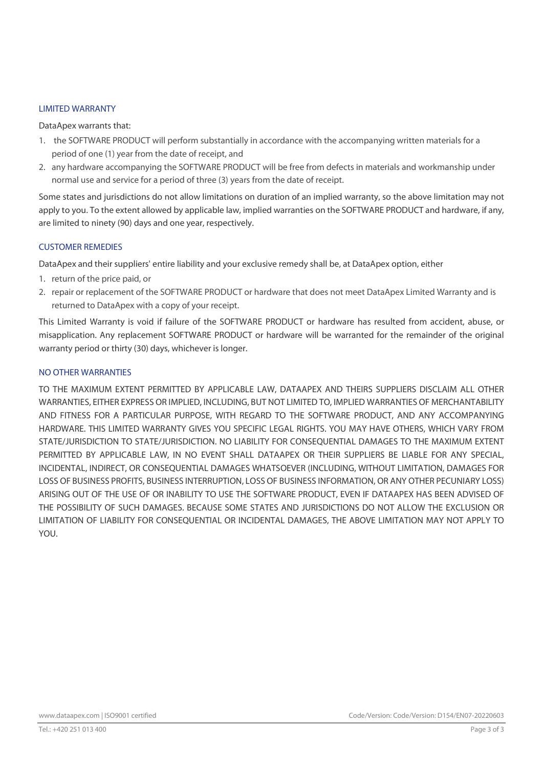## LIMITED WARRANTY

DataApex warrants that:

1. the SOFTWARE PRODUCT will perform substantially in accordance with the accompanying written materials for a period of one (1) year from the date of receipt, and
2. any hardware accompanying the SOFTWARE PRODUCT will be free from defects in materials and workmanship under normal use and service for a period of three (3) years from the date of receipt.

Some states and jurisdictions do not allow limitations on duration of an implied warranty, so the above limitation may not apply to you. To the extent allowed by applicable law, implied warranties on the SOFTWARE PRODUCT and hardware, if any, are limited to ninety (90) days and one year, respectively.

## CUSTOMER REMEDIES

DataApex and their suppliers' entire liability and your exclusive remedy shall be, at DataApex option, either

1. return of the price paid, or
2. repair or replacement of the SOFTWARE PRODUCT or hardware that does not meet DataApex Limited Warranty and is returned to DataApex with a copy of your receipt.

This Limited Warranty is void if failure of the SOFTWARE PRODUCT or hardware has resulted from accident, abuse, or misapplication. Any replacement SOFTWARE PRODUCT or hardware will be warranted for the remainder of the original warranty period or thirty (30) days, whichever is longer.

## NO OTHER WARRANTIES

TO THE MAXIMUM EXTENT PERMITTED BY APPLICABLE LAW, DATAAPEX AND THEIRS SUPPLIERS DISCLAIM ALL OTHER WARRANTIES, EITHER EXPRESS OR IMPLIED, INCLUDING, BUT NOT LIMITED TO, IMPLIED WARRANTIES OF MERCHANTABILITY AND FITNESS FOR A PARTICULAR PURPOSE, WITH REGARD TO THE SOFTWARE PRODUCT, AND ANY ACCOMPANYING HARDWARE. THIS LIMITED WARRANTY GIVES YOU SPECIFIC LEGAL RIGHTS. YOU MAY HAVE OTHERS, WHICH VARY FROM STATE/JURISDICTION TO STATE/JURISDICTION. NO LIABILITY FOR CONSEQUENTIAL DAMAGES TO THE MAXIMUM EXTENT PERMITTED BY APPLICABLE LAW, IN NO EVENT SHALL DATAAPEX OR THEIR SUPPLIERS BE LIABLE FOR ANY SPECIAL, INCIDENTAL, INDIRECT, OR CONSEQUENTIAL DAMAGES WHATSOEVER (INCLUDING, WITHOUT LIMITATION, DAMAGES FOR LOSS OF BUSINESS PROFITS, BUSINESS INTERRUPTION, LOSS OF BUSINESS INFORMATION, OR ANY OTHER PECUNIARY LOSS) ARISING OUT OF THE USE OF OR INABILITY TO USE THE SOFTWARE PRODUCT, EVEN IF DATAAPEX HAS BEEN ADVISED OF THE POSSIBILITY OF SUCH DAMAGES. BECAUSE SOME STATES AND JURISDICTIONS DO NOT ALLOW THE EXCLUSION OR LIMITATION OF LIABILITY FOR CONSEQUENTIAL OR INCIDENTAL DAMAGES, THE ABOVE LIMITATION MAY NOT APPLY TO YOU.